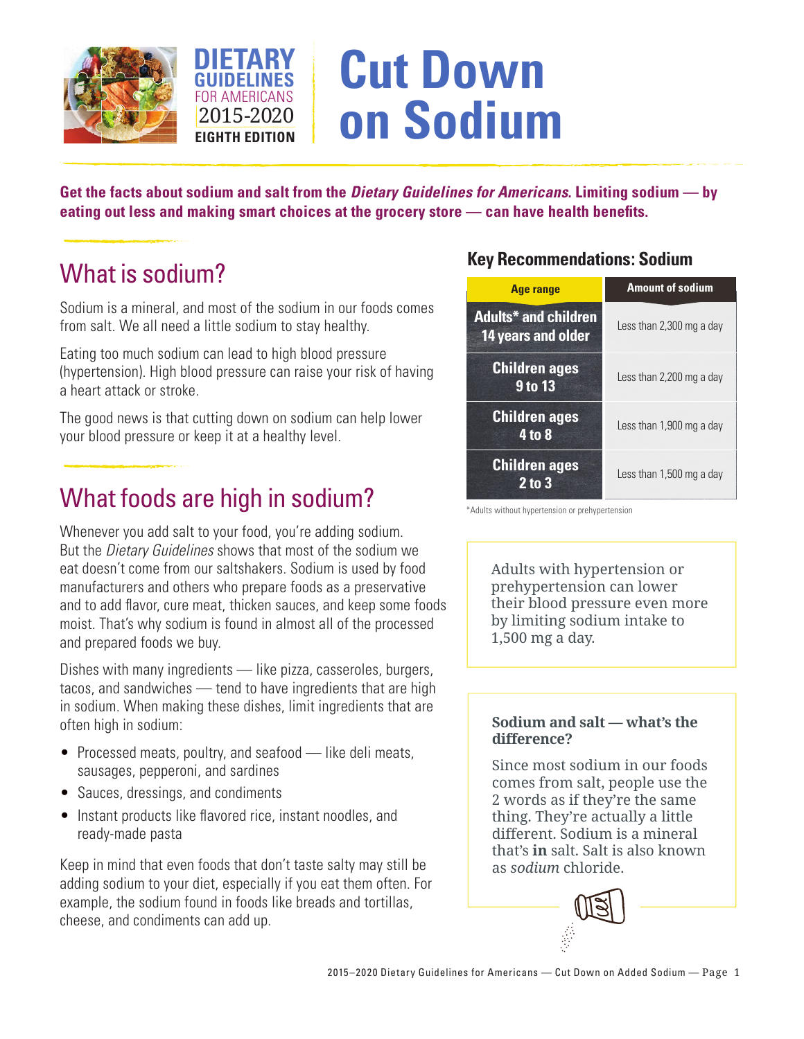DIETARY GUIDELINES FOR AMERICANS 2015-2020 EIGHTH EDITION

# Cut Down on Sodium

**Get the facts about sodium and salt from the *Dietary Guidelines for Americans*. Limiting sodium — by eating out less and making smart choices at the grocery store — can have health benefits.**

## What is sodium?

Sodium is a mineral, and most of the sodium in our foods comes from salt. We all need a little sodium to stay healthy.

Eating too much sodium can lead to high blood pressure (hypertension). High blood pressure can raise your risk of having a heart attack or stroke.

The good news is that cutting down on sodium can help lower your blood pressure or keep it at a healthy level.

## What foods are high in sodium?

Whenever you add salt to your food, you're adding sodium. But the *Dietary Guidelines* shows that most of the sodium we eat doesn't come from our saltshakers. Sodium is used by food manufacturers and others who prepare foods as a preservative and to add flavor, cure meat, thicken sauces, and keep some foods moist. That's why sodium is found in almost all of the processed and prepared foods we buy.

Dishes with many ingredients — like pizza, casseroles, burgers, tacos, and sandwiches — tend to have ingredients that are high in sodium. When making these dishes, limit ingredients that are often high in sodium:

- Processed meats, poultry, and seafood — like deli meats, sausages, pepperoni, and sardines
- Sauces, dressings, and condiments
- Instant products like flavored rice, instant noodles, and ready-made pasta

Keep in mind that even foods that don't taste salty may still be adding sodium to your diet, especially if you eat them often. For example, the sodium found in foods like breads and tortillas, cheese, and condiments can add up.

### Key Recommendations: Sodium

| Age range | Amount of sodium |
|---|---|
| Adults* and children 14 years and older | Less than 2,300 mg a day |
| Children ages 9 to 13 | Less than 2,200 mg a day |
| Children ages 4 to 8 | Less than 1,900 mg a day |
| Children ages 2 to 3 | Less than 1,500 mg a day |

*Adults without hypertension or prehypertension

Adults with hypertension or prehypertension can lower their blood pressure even more by limiting sodium intake to 1,500 mg a day.

**Sodium and salt — what's the difference?**

Since most sodium in our foods comes from salt, people use the 2 words as if they're the same thing. They're actually a little different. Sodium is a mineral that's **in** salt. Salt is also known as *sodium* chloride.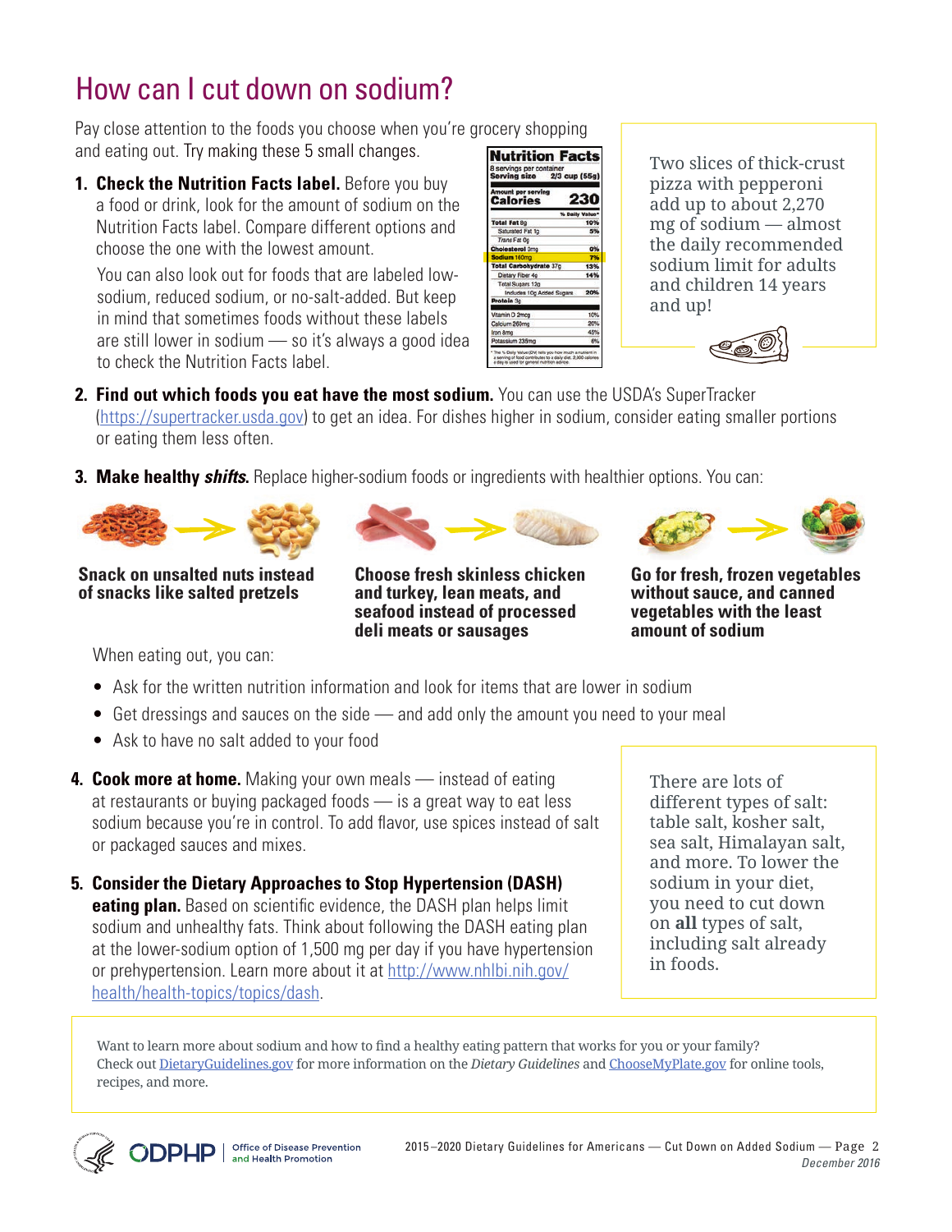# How can I cut down on sodium?

Pay close attention to the foods you choose when you're grocery shopping and eating out. Try making these 5 small changes.

1. **Check the Nutrition Facts label.** Before you buy a food or drink, look for the amount of sodium on the Nutrition Facts label. Compare different options and choose the one with the lowest amount.

   You can also look out for foods that are labeled low-sodium, reduced sodium, or no-salt-added. But keep in mind that sometimes foods without these labels are still lower in sodium — so it's always a good idea to check the Nutrition Facts label.

Two slices of thick-crust pizza with pepperoni add up to about 2,270 mg of sodium — almost the daily recommended sodium limit for adults and children 14 years and up!

2. **Find out which foods you eat have the most sodium.** You can use the USDA's SuperTracker (https://supertracker.usda.gov) to get an idea. For dishes higher in sodium, consider eating smaller portions or eating them less often.

3. **Make healthy *shifts*.** Replace higher-sodium foods or ingredients with healthier options. You can:

   - **Snack on unsalted nuts instead of snacks like salted pretzels**
   - **Choose fresh skinless chicken and turkey, lean meats, and seafood instead of processed deli meats or sausages**
   - **Go for fresh, frozen vegetables without sauce, and canned vegetables with the least amount of sodium**

   When eating out, you can:

   - Ask for the written nutrition information and look for items that are lower in sodium
   - Get dressings and sauces on the side — and add only the amount you need to your meal
   - Ask to have no salt added to your food

4. **Cook more at home.** Making your own meals — instead of eating at restaurants or buying packaged foods — is a great way to eat less sodium because you're in control. To add flavor, use spices instead of salt or packaged sauces and mixes.

5. **Consider the Dietary Approaches to Stop Hypertension (DASH) eating plan.** Based on scientific evidence, the DASH plan helps limit sodium and unhealthy fats. Think about following the DASH eating plan at the lower-sodium option of 1,500 mg per day if you have hypertension or prehypertension. Learn more about it at http://www.nhlbi.nih.gov/health/health-topics/topics/dash.

There are lots of different types of salt: table salt, kosher salt, sea salt, Himalayan salt, and more. To lower the sodium in your diet, you need to cut down on **all** types of salt, including salt already in foods.

Want to learn more about sodium and how to find a healthy eating pattern that works for you or your family? Check out DietaryGuidelines.gov for more information on the *Dietary Guidelines* and ChooseMyPlate.gov for online tools, recipes, and more.